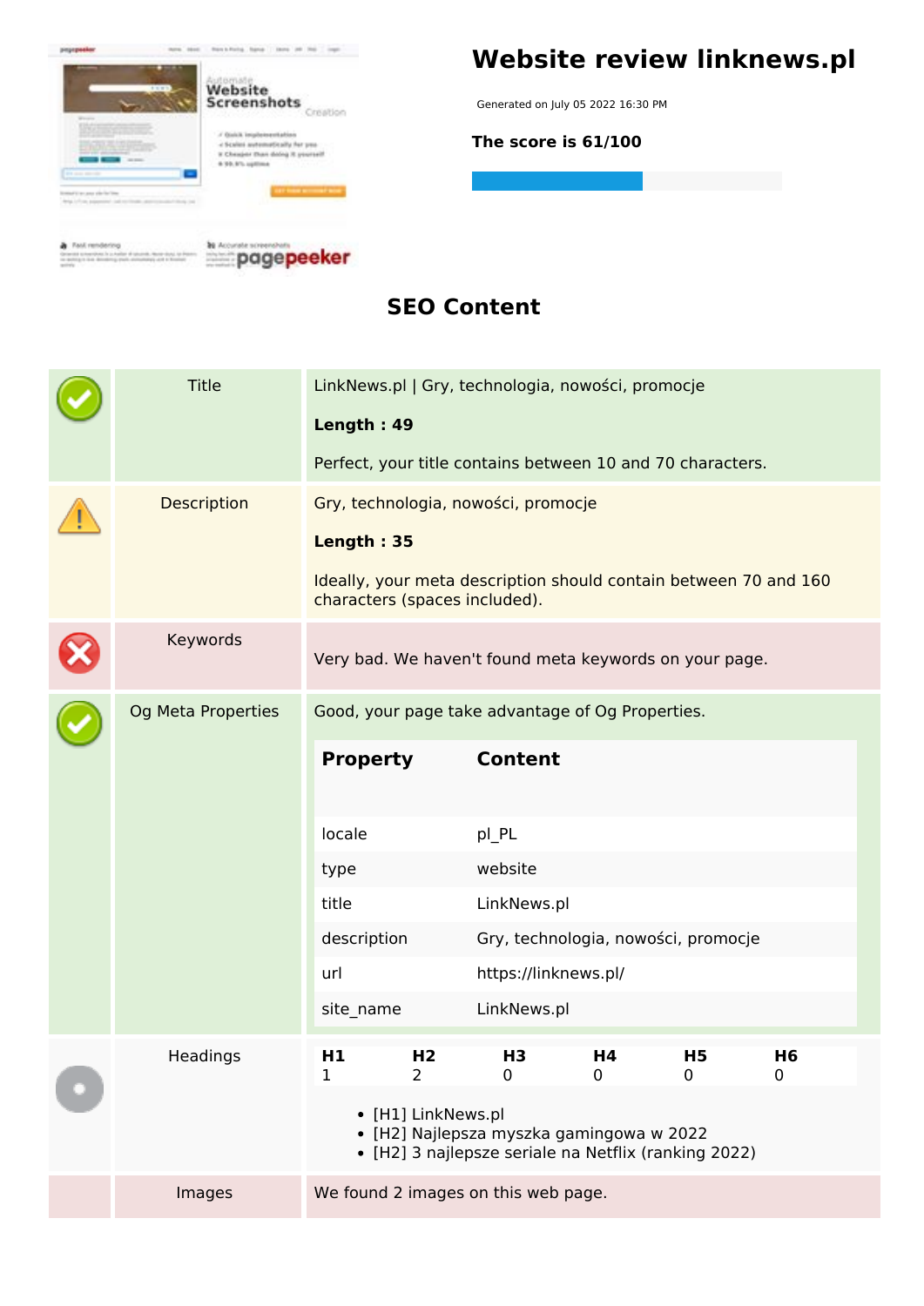# Website review linknews.pl

Generated on July 05 2022 16:30 PM

**The score is 61/100**

## SEO Content

| | | |
|---|---|---|
| | Title | LinkNews.pl \| Gry, technologia, nowości, promocje<br><br>**Length : 49**<br><br>Perfect, your title contains between 10 and 70 characters. |
| | Description | Gry, technologia, nowości, promocje<br><br>**Length : 35**<br><br>Ideally, your meta description should contain between 70 and 160 characters (spaces included). |
| | Keywords | Very bad. We haven't found meta keywords on your page. |
| | Og Meta Properties | Good, your page take advantage of Og Properties. |

| Property | Content |
|---|---|
| locale | pl_PL |
| type | website |
| title | LinkNews.pl |
| description | Gry, technologia, nowości, promocje |
| url | https://linknews.pl/ |
| site_name | LinkNews.pl |

**Headings**

| H1 | H2 | H3 | H4 | H5 | H6 |
|---|---|---|---|---|---|
| 1 | 2 | 0 | 0 | 0 | 0 |

- [H1] LinkNews.pl
- [H2] Najlepsza myszka gamingowa w 2022
- [H2] 3 najlepsze seriale na Netflix (ranking 2022)

**Images**

We found 2 images on this web page.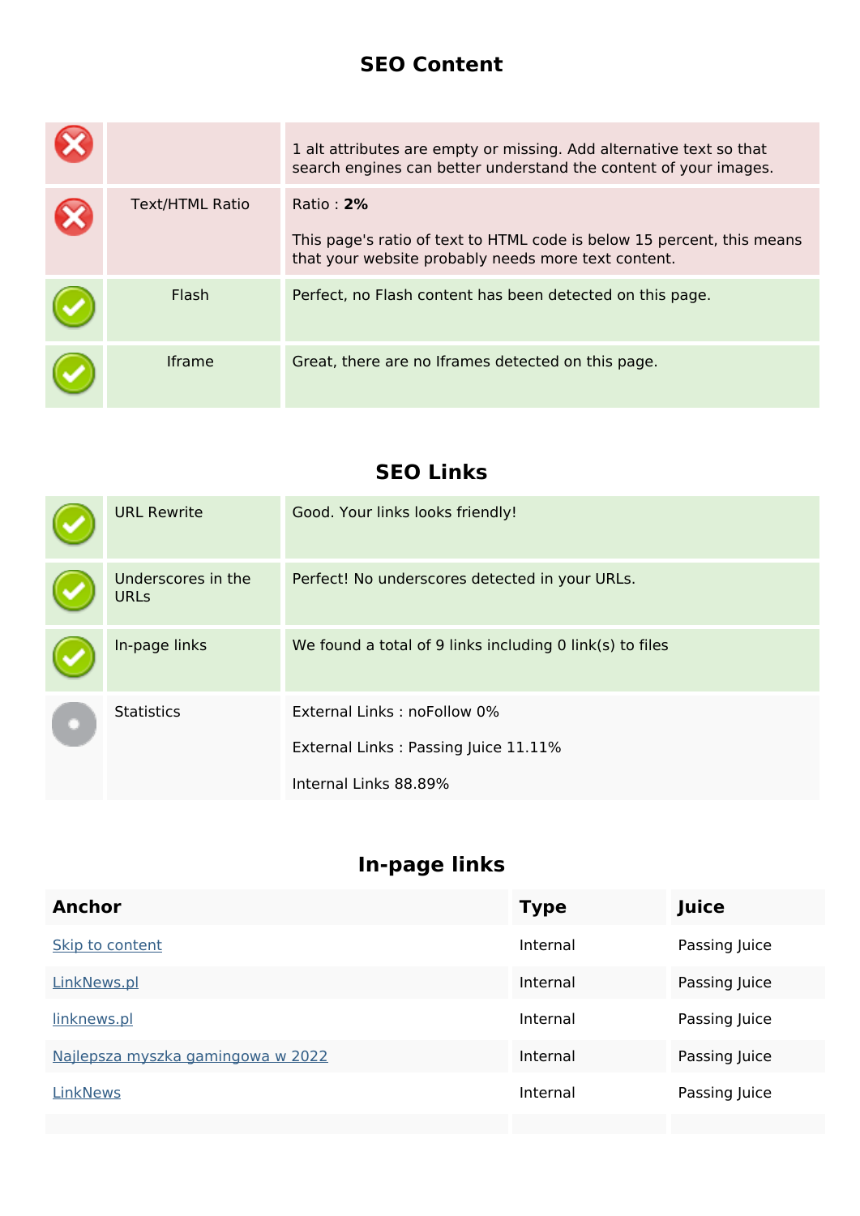## SEO Content

| | | |
|---|---|---|
| ✗ | | 1 alt attributes are empty or missing. Add alternative text so that search engines can better understand the content of your images. |
| ✗ | Text/HTML Ratio | Ratio : **2%**<br><br>This page's ratio of text to HTML code is below 15 percent, this means that your website probably needs more text content. |
| ✓ | Flash | Perfect, no Flash content has been detected on this page. |
| ✓ | Iframe | Great, there are no Iframes detected on this page. |

## SEO Links

| | | |
|---|---|---|
| ✓ | URL Rewrite | Good. Your links looks friendly! |
| ✓ | Underscores in the URLs | Perfect! No underscores detected in your URLs. |
| ✓ | In-page links | We found a total of 9 links including 0 link(s) to files |
| | Statistics | External Links : noFollow 0%<br><br>External Links : Passing Juice 11.11%<br><br>Internal Links 88.89% |

## In-page links

| Anchor | Type | Juice |
|---|---|---|
| Skip to content | Internal | Passing Juice |
| LinkNews.pl | Internal | Passing Juice |
| linknews.pl | Internal | Passing Juice |
| Najlepsza myszka gamingowa w 2022 | Internal | Passing Juice |
| LinkNews | Internal | Passing Juice |
| | | |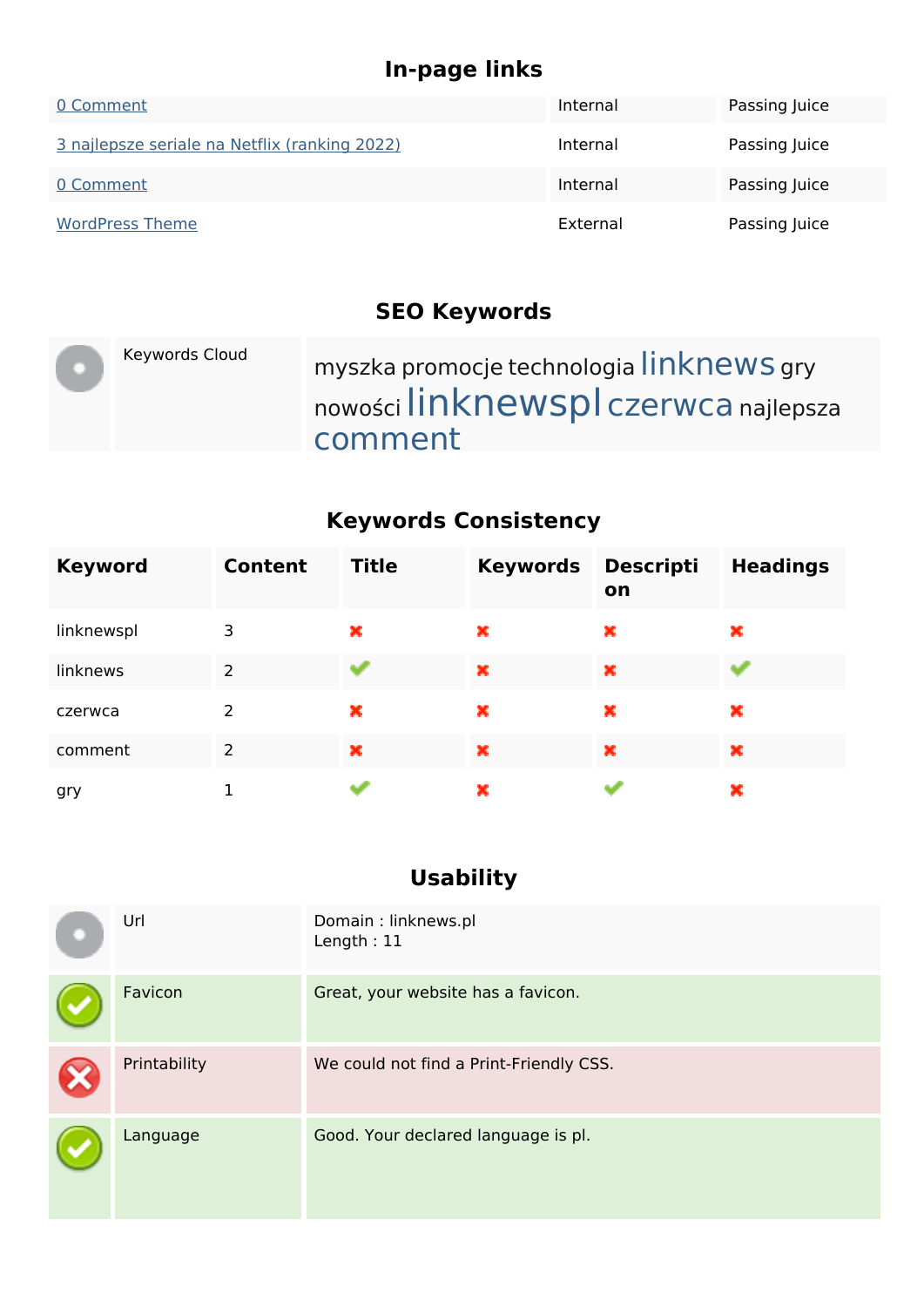## In-page links

| | | |
|---|---|---|
| 0 Comment | Internal | Passing Juice |
| 3 najlepsze seriale na Netflix (ranking 2022) | Internal | Passing Juice |
| 0 Comment | Internal | Passing Juice |
| WordPress Theme | External | Passing Juice |

## SEO Keywords

| | |
|---|---|
| Keywords Cloud | myszka promocje technologia linknews gry nowości linknewspl czerwca najlepsza comment |

## Keywords Consistency

| Keyword | Content | Title | Keywords | Description | Headings |
|---|---|---|---|---|---|
| linknewspl | 3 | ✗ | ✗ | ✗ | ✗ |
| linknews | 2 | ✓ | ✗ | ✗ | ✓ |
| czerwca | 2 | ✗ | ✗ | ✗ | ✗ |
| comment | 2 | ✗ | ✗ | ✗ | ✗ |
| gry | 1 | ✓ | ✗ | ✓ | ✗ |

## Usability

| | |
|---|---|
| Url | Domain : linknews.pl<br>Length : 11 |
| Favicon | Great, your website has a favicon. |
| Printability | We could not find a Print-Friendly CSS. |
| Language | Good. Your declared language is pl. |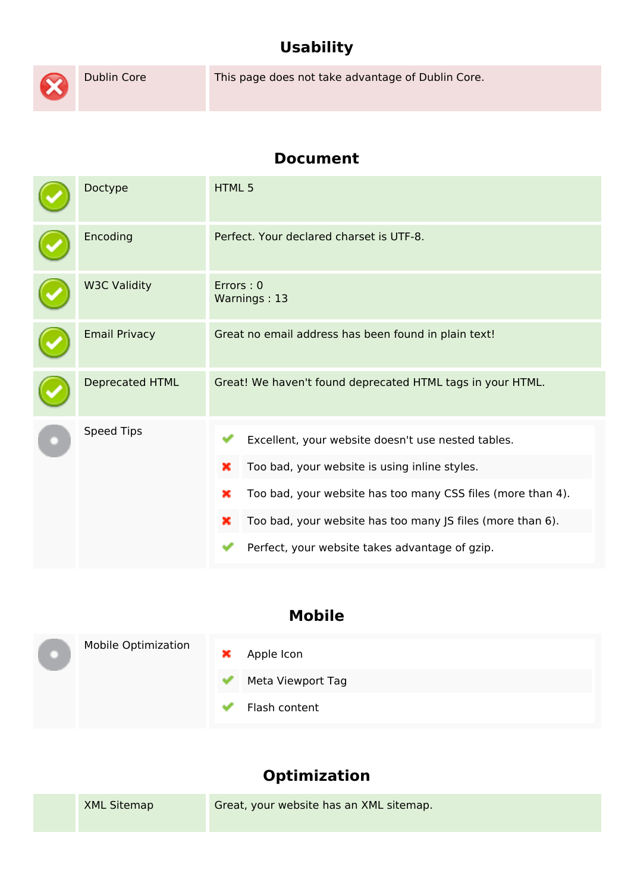## Usability

| | | |
|---|---|---|
| ✗ | Dublin Core | This page does not take advantage of Dublin Core. |

## Document

| | | |
|---|---|---|
| ✓ | Doctype | HTML 5 |
| ✓ | Encoding | Perfect. Your declared charset is UTF-8. |
| ✓ | W3C Validity | Errors : 0<br>Warnings : 13 |
| ✓ | Email Privacy | Great no email address has been found in plain text! |
| ✓ | Deprecated HTML | Great! We haven't found deprecated HTML tags in your HTML. |
| | Speed Tips | ✓ Excellent, your website doesn't use nested tables.<br>✗ Too bad, your website is using inline styles.<br>✗ Too bad, your website has too many CSS files (more than 4).<br>✗ Too bad, your website has too many JS files (more than 6).<br>✓ Perfect, your website takes advantage of gzip. |

## Mobile

| | | |
|---|---|---|
| | Mobile Optimization | ✗ Apple Icon<br>✓ Meta Viewport Tag<br>✓ Flash content |

## Optimization

| | | |
|---|---|---|
| | XML Sitemap | Great, your website has an XML sitemap. |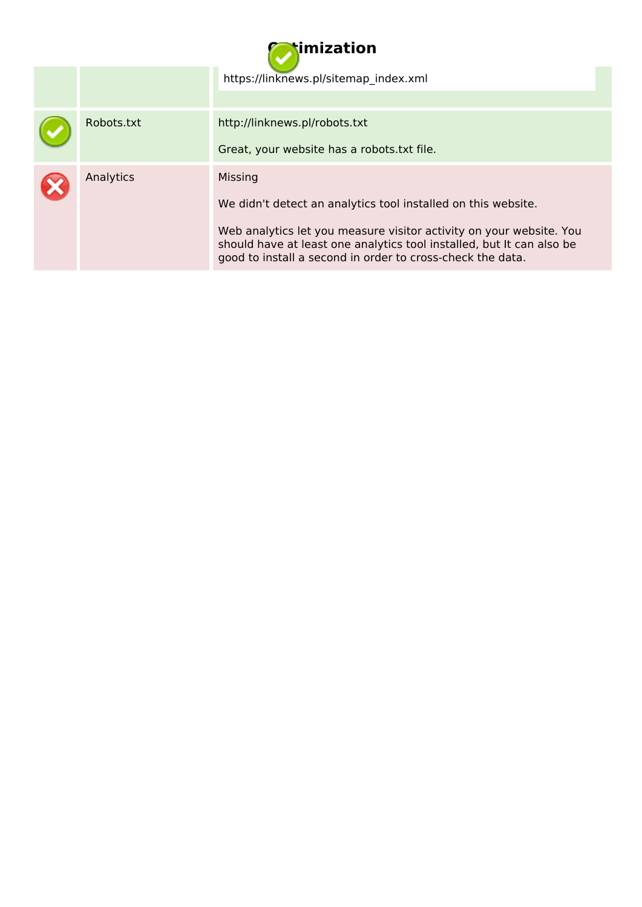# Optimization

| | | |
|---|---|---|
| | | https://linknews.pl/sitemap_index.xml |
| | Robots.txt | http://linknews.pl/robots.txt<br><br>Great, your website has a robots.txt file. |
| | Analytics | Missing<br><br>We didn't detect an analytics tool installed on this website.<br><br>Web analytics let you measure visitor activity on your website. You should have at least one analytics tool installed, but It can also be good to install a second in order to cross-check the data. |